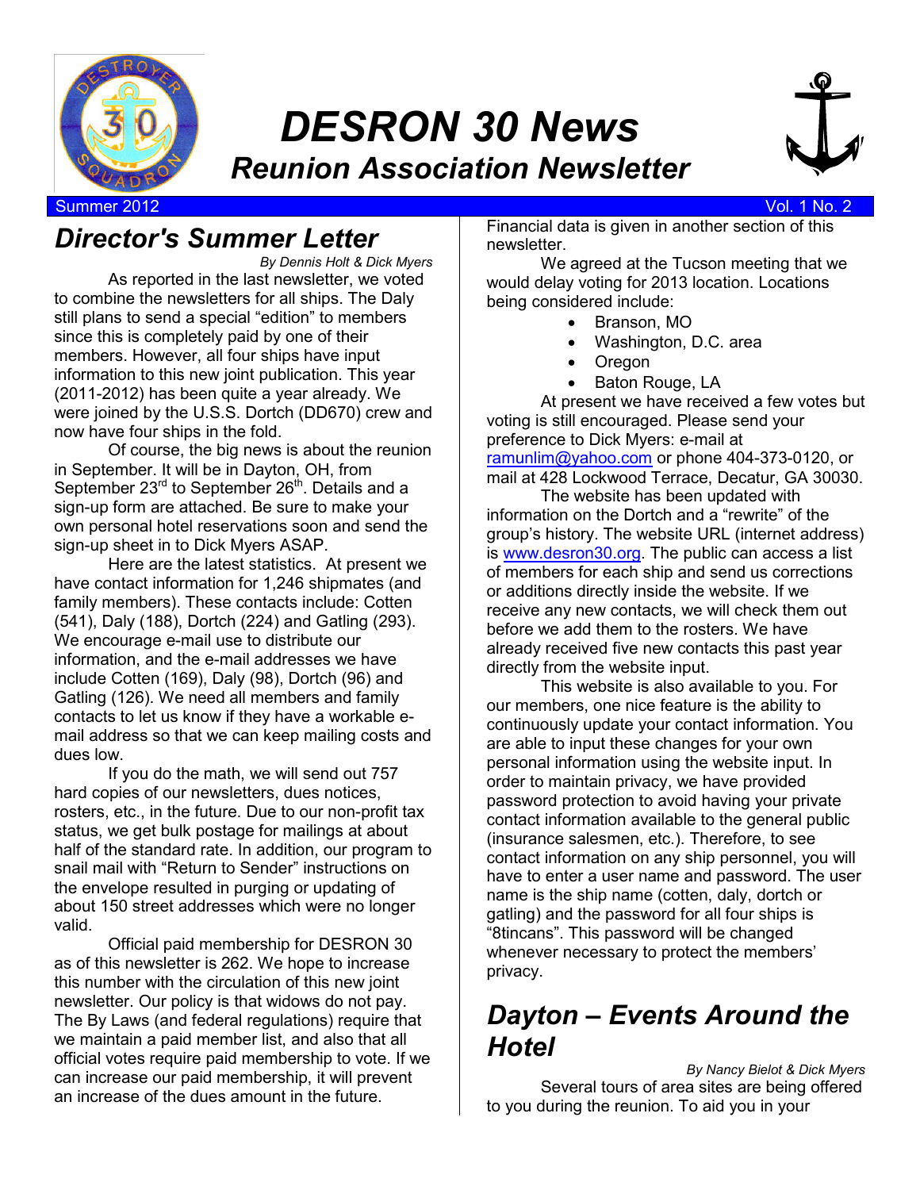# DESRON 30 News

## Reunion Association Newsletter

Summer 2012 Vol. 1 No. 2

## Director's Summer Letter

*By Dennis Holt & Dick Myers*

As reported in the last newsletter, we voted to combine the newsletters for all ships. The Daly still plans to send a special "edition" to members since this is completely paid by one of their members. However, all four ships have input information to this new joint publication. This year (2011-2012) has been quite a year already. We were joined by the U.S.S. Dortch (DD670) crew and now have four ships in the fold.

Of course, the big news is about the reunion in September. It will be in Dayton, OH, from September 23rd to September 26th. Details and a sign-up form are attached. Be sure to make your own personal hotel reservations soon and send the sign-up sheet in to Dick Myers ASAP.

Here are the latest statistics. At present we have contact information for 1,246 shipmates (and family members). These contacts include: Cotten (541), Daly (188), Dortch (224) and Gatling (293). We encourage e-mail use to distribute our information, and the e-mail addresses we have include Cotten (169), Daly (98), Dortch (96) and Gatling (126). We need all members and family contacts to let us know if they have a workable e-mail address so that we can keep mailing costs and dues low.

If you do the math, we will send out 757 hard copies of our newsletters, dues notices, rosters, etc., in the future. Due to our non-profit tax status, we get bulk postage for mailings at about half of the standard rate. In addition, our program to snail mail with "Return to Sender" instructions on the envelope resulted in purging or updating of about 150 street addresses which were no longer valid.

Official paid membership for DESRON 30 as of this newsletter is 262. We hope to increase this number with the circulation of this new joint newsletter. Our policy is that widows do not pay. The By Laws (and federal regulations) require that we maintain a paid member list, and also that all official votes require paid membership to vote. If we can increase our paid membership, it will prevent an increase of the dues amount in the future. Financial data is given in another section of this newsletter.

We agreed at the Tucson meeting that we would delay voting for 2013 location. Locations being considered include:

- Branson, MO
- Washington, D.C. area
- Oregon
- Baton Rouge, LA

At present we have received a few votes but voting is still encouraged. Please send your preference to Dick Myers: e-mail at ramunlim@yahoo.com or phone 404-373-0120, or mail at 428 Lockwood Terrace, Decatur, GA 30030.

The website has been updated with information on the Dortch and a "rewrite" of the group's history. The website URL (internet address) is www.desron30.org. The public can access a list of members for each ship and send us corrections or additions directly inside the website. If we receive any new contacts, we will check them out before we add them to the rosters. We have already received five new contacts this past year directly from the website input.

This website is also available to you. For our members, one nice feature is the ability to continuously update your contact information. You are able to input these changes for your own personal information using the website input. In order to maintain privacy, we have provided password protection to avoid having your private contact information available to the general public (insurance salesmen, etc.). Therefore, to see contact information on any ship personnel, you will have to enter a user name and password. The user name is the ship name (cotten, daly, dortch or gatling) and the password for all four ships is "8tincans". This password will be changed whenever necessary to protect the members' privacy.

## Dayton – Events Around the Hotel

*By Nancy Bielot & Dick Myers*

Several tours of area sites are being offered to you during the reunion. To aid you in your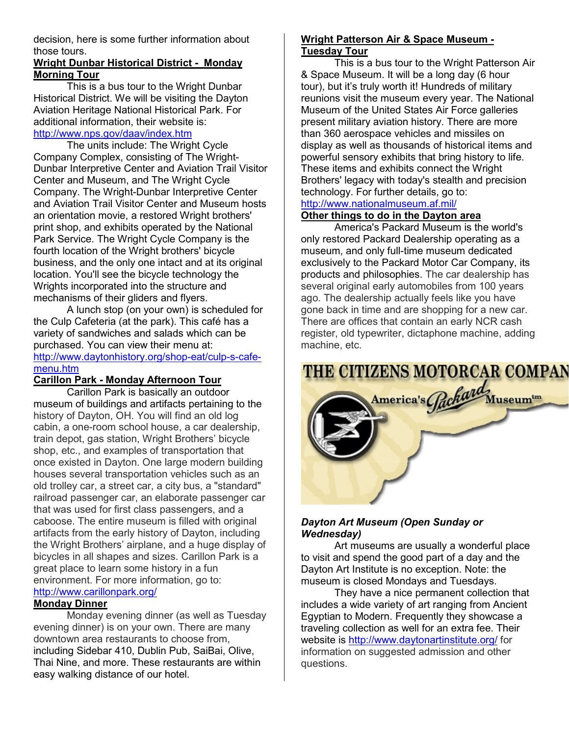decision, here is some further information about those tours.

**Wright Dunbar Historical District - Monday Morning Tour**

This is a bus tour to the Wright Dunbar Historical District. We will be visiting the Dayton Aviation Heritage National Historical Park. For additional information, their website is: http://www.nps.gov/daav/index.htm

The units include: The Wright Cycle Company Complex, consisting of The Wright-Dunbar Interpretive Center and Aviation Trail Visitor Center and Museum, and The Wright Cycle Company. The Wright-Dunbar Interpretive Center and Aviation Trail Visitor Center and Museum hosts an orientation movie, a restored Wright brothers' print shop, and exhibits operated by the National Park Service. The Wright Cycle Company is the fourth location of the Wright brothers' bicycle business, and the only one intact and at its original location. You'll see the bicycle technology the Wrights incorporated into the structure and mechanisms of their gliders and flyers.

A lunch stop (on your own) is scheduled for the Culp Cafeteria (at the park). This café has a variety of sandwiches and salads which can be purchased. You can view their menu at: http://www.daytonhistory.org/shop-eat/culp-s-cafe-menu.htm

**Carillon Park - Monday Afternoon Tour**

Carillon Park is basically an outdoor museum of buildings and artifacts pertaining to the history of Dayton, OH. You will find an old log cabin, a one-room school house, a car dealership, train depot, gas station, Wright Brothers' bicycle shop, etc., and examples of transportation that once existed in Dayton. One large modern building houses several transportation vehicles such as an old trolley car, a street car, a city bus, a "standard" railroad passenger car, an elaborate passenger car that was used for first class passengers, and a caboose. The entire museum is filled with original artifacts from the early history of Dayton, including the Wright Brothers' airplane, and a huge display of bicycles in all shapes and sizes. Carillon Park is a great place to learn some history in a fun environment. For more information, go to: http://www.carillonpark.org/

**Monday Dinner**

Monday evening dinner (as well as Tuesday evening dinner) is on your own. There are many downtown area restaurants to choose from, including Sidebar 410, Dublin Pub, SaiBai, Olive, Thai Nine, and more. These restaurants are within easy walking distance of our hotel.

**Wright Patterson Air & Space Museum - Tuesday Tour**

This is a bus tour to the Wright Patterson Air & Space Museum. It will be a long day (6 hour tour), but it's truly worth it! Hundreds of military reunions visit the museum every year. The National Museum of the United States Air Force galleries present military aviation history. There are more than 360 aerospace vehicles and missiles on display as well as thousands of historical items and powerful sensory exhibits that bring history to life. These items and exhibits connect the Wright Brothers' legacy with today's stealth and precision technology. For further details, go to: http://www.nationalmuseum.af.mil/

**Other things to do in the Dayton area**

America's Packard Museum is the world's only restored Packard Dealership operating as a museum, and only full-time museum dedicated exclusively to the Packard Motor Car Company, its products and philosophies. The car dealership has several original early automobiles from 100 years ago. The dealership actually feels like you have gone back in time and are shopping for a new car. There are offices that contain an early NCR cash register, old typewriter, dictaphone machine, adding machine, etc.

THE CITIZENS MOTORCAR COMPAN

America's Packard Museum™

***Dayton Art Museum (Open Sunday or Wednesday)***

Art museums are usually a wonderful place to visit and spend the good part of a day and the Dayton Art Institute is no exception. Note: the museum is closed Mondays and Tuesdays.

They have a nice permanent collection that includes a wide variety of art ranging from Ancient Egyptian to Modern. Frequently they showcase a traveling collection as well for an extra fee. Their website is http://www.daytonartinstitute.org/ for information on suggested admission and other questions.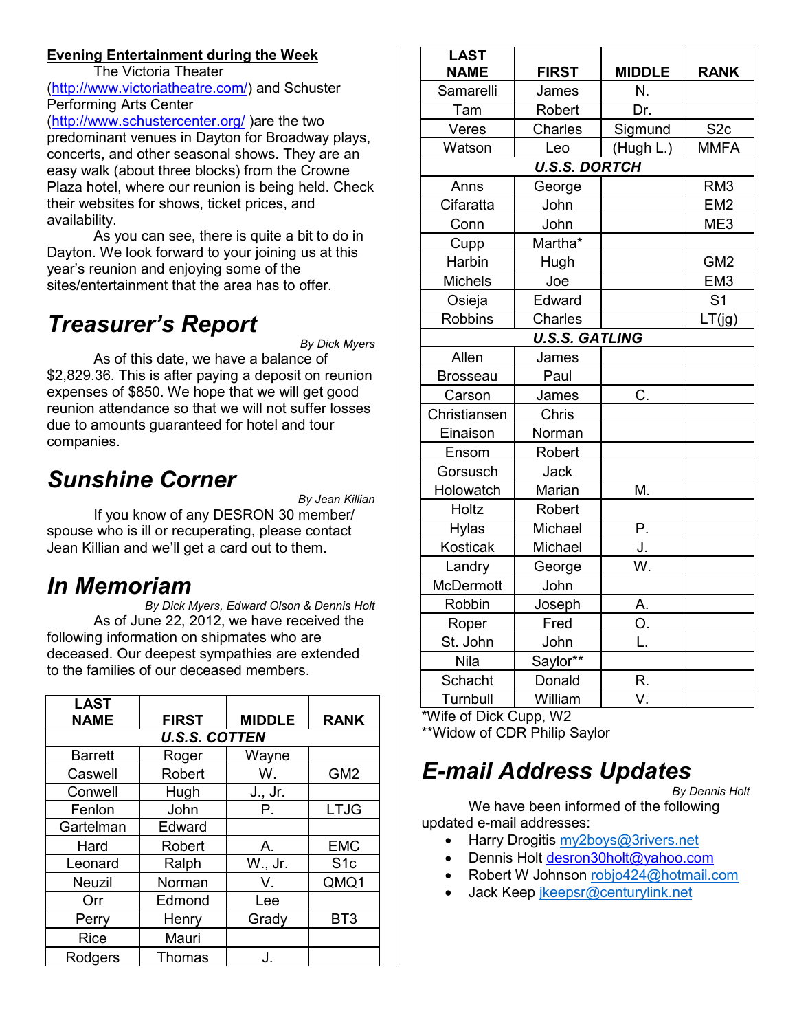**Evening Entertainment during the Week**

The Victoria Theater (http://www.victoriatheatre.com/) and Schuster Performing Arts Center (http://www.schustercenter.org/ )are the two predominant venues in Dayton for Broadway plays, concerts, and other seasonal shows. They are an easy walk (about three blocks) from the Crowne Plaza hotel, where our reunion is being held. Check their websites for shows, ticket prices, and availability.

As you can see, there is quite a bit to do in Dayton. We look forward to your joining us at this year's reunion and enjoying some of the sites/entertainment that the area has to offer.

## Treasurer's Report

*By Dick Myers*

As of this date, we have a balance of $2,829.36. This is after paying a deposit on reunion expenses of $850. We hope that we will get good reunion attendance so that we will not suffer losses due to amounts guaranteed for hotel and tour companies.

## Sunshine Corner

*By Jean Killian*

If you know of any DESRON 30 member/ spouse who is ill or recuperating, please contact Jean Killian and we'll get a card out to them.

## In Memoriam

*By Dick Myers, Edward Olson & Dennis Holt*

As of June 22, 2012, we have received the following information on shipmates who are deceased. Our deepest sympathies are extended to the families of our deceased members.

| LAST NAME | FIRST | MIDDLE | RANK |
|---|---|---|---|
| ***U.S.S. COTTEN*** | | | |
| Barrett | Roger | Wayne | |
| Caswell | Robert | W. | GM2 |
| Conwell | Hugh | J., Jr. | |
| Fenlon | John | P. | LTJG |
| Gartelman | Edward | | |
| Hard | Robert | A. | EMC |
| Leonard | Ralph | W., Jr. | S1c |
| Neuzil | Norman | V. | QMQ1 |
| Orr | Edmond | Lee | |
| Perry | Henry | Grady | BT3 |
| Rice | Mauri | | |
| Rodgers | Thomas | J. | |
| Samarelli | James | N. | |
| Tam | Robert | Dr. | |
| Veres | Charles | Sigmund | S2c |
| Watson | Leo | (Hugh L.) | MMFA |
| ***U.S.S. DORTCH*** | | | |
| Anns | George | | RM3 |
| Cifaratta | John | | EM2 |
| Conn | John | | ME3 |
| Cupp | Martha* | | |
| Harbin | Hugh | | GM2 |
| Michels | Joe | | EM3 |
| Osieja | Edward | | S1 |
| Robbins | Charles | | LT(jg) |
| ***U.S.S. GATLING*** | | | |
| Allen | James | | |
| Brosseau | Paul | | |
| Carson | James | C. | |
| Christiansen | Chris | | |
| Einaison | Norman | | |
| Ensom | Robert | | |
| Gorsusch | Jack | | |
| Holowatch | Marian | M. | |
| Holtz | Robert | | |
| Hylas | Michael | P. | |
| Kosticak | Michael | J. | |
| Landry | George | W. | |
| McDermott | John | | |
| Robbin | Joseph | A. | |
| Roper | Fred | O. | |
| St. John | John | L. | |
| Nila | Saylor** | | |
| Schacht | Donald | R. | |
| Turnbull | William | V. | |

*Wife of Dick Cupp, W2

**Widow of CDR Philip Saylor

## E-mail Address Updates

*By Dennis Holt*

We have been informed of the following updated e-mail addresses:

- Harry Drogitis my2boys@3rivers.net
- Dennis Holt desron30holt@yahoo.com
- Robert W Johnson robjo424@hotmail.com
- Jack Keep jkeepsr@centurylink.net